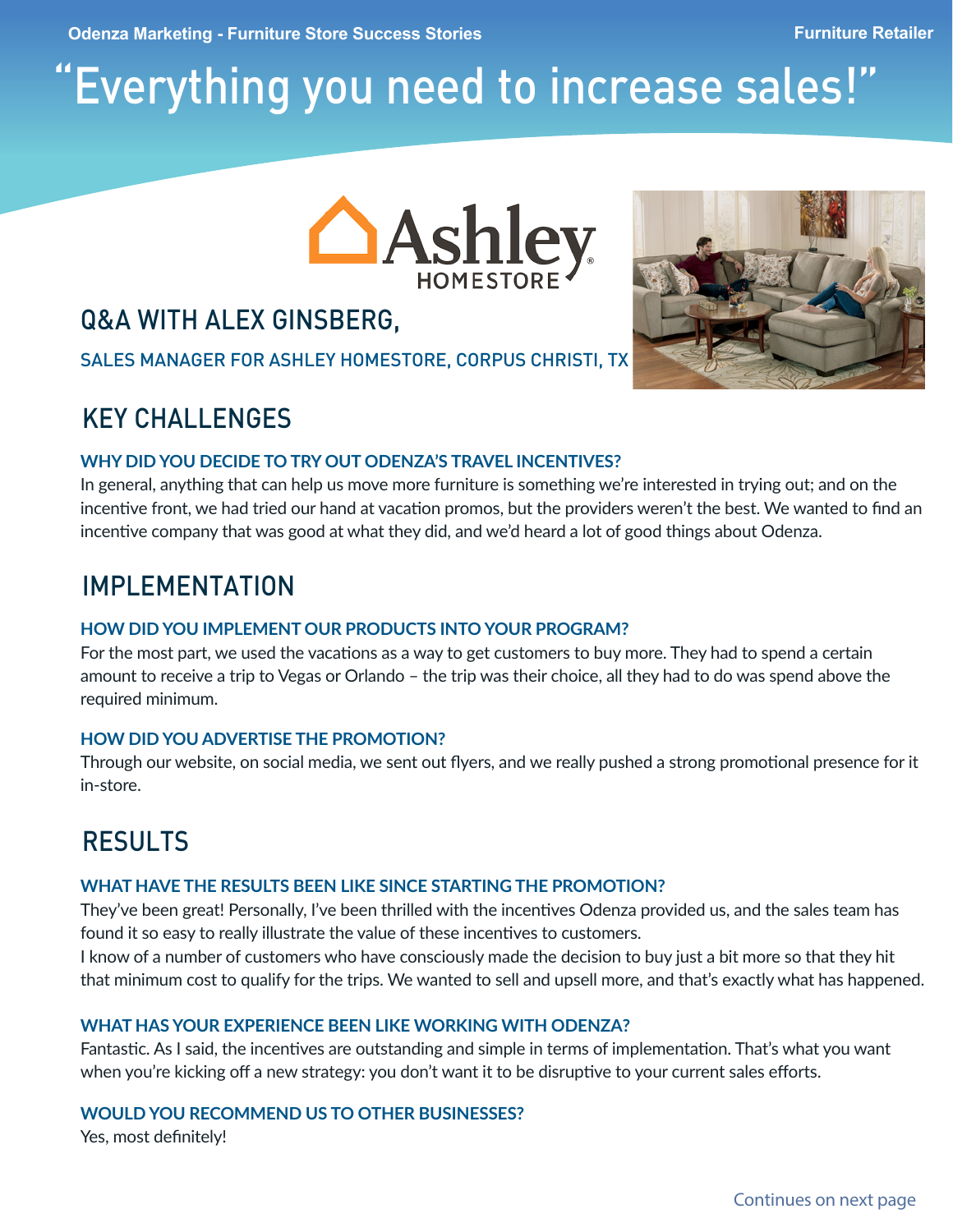# "Everything you need to increase sales!"

## Q&A WITH ALEX GINSBERG,

SALES MANAGER FOR ASHLEY HOMESTORE, CORPUS CHRISTI, TX

## KEY CHALLENGES

### WHY DID YOU DECIDE TO TRY OUT ODENZA'S TRAVEL INCENTIVES?

In general, anything that can help us move more furniture is something we're interested in trying out; and on the incentive front, we had tried our hand at vacation promos, but the providers weren't the best. We wanted to find an incentive company that was good at what they did, and we'd heard a lot of good things about Odenza.

## IMPLEMENTATION

### HOW DID YOU IMPLEMENT OUR PRODUCTS INTO YOUR PROGRAM?

For the most part, we used the vacations as a way to get customers to buy more. They had to spend a certain amount to receive a trip to Vegas or Orlando – the trip was their choice, all they had to do was spend above the required minimum.

### HOW DID YOU ADVERTISE THE PROMOTION?

Through our website, on social media, we sent out flyers, and we really pushed a strong promotional presence for it in-store.

## RESULTS

### WHAT HAVE THE RESULTS BEEN LIKE SINCE STARTING THE PROMOTION?

They've been great! Personally, I've been thrilled with the incentives Odenza provided us, and the sales team has found it so easy to really illustrate the value of these incentives to customers.
I know of a number of customers who have consciously made the decision to buy just a bit more so that they hit that minimum cost to qualify for the trips. We wanted to sell and upsell more, and that's exactly what has happened.

### WHAT HAS YOUR EXPERIENCE BEEN LIKE WORKING WITH ODENZA?

Fantastic. As I said, the incentives are outstanding and simple in terms of implementation. That's what you want when you're kicking off a new strategy: you don't want it to be disruptive to your current sales efforts.

### WOULD YOU RECOMMEND US TO OTHER BUSINESSES?

Yes, most definitely!

Continues on next page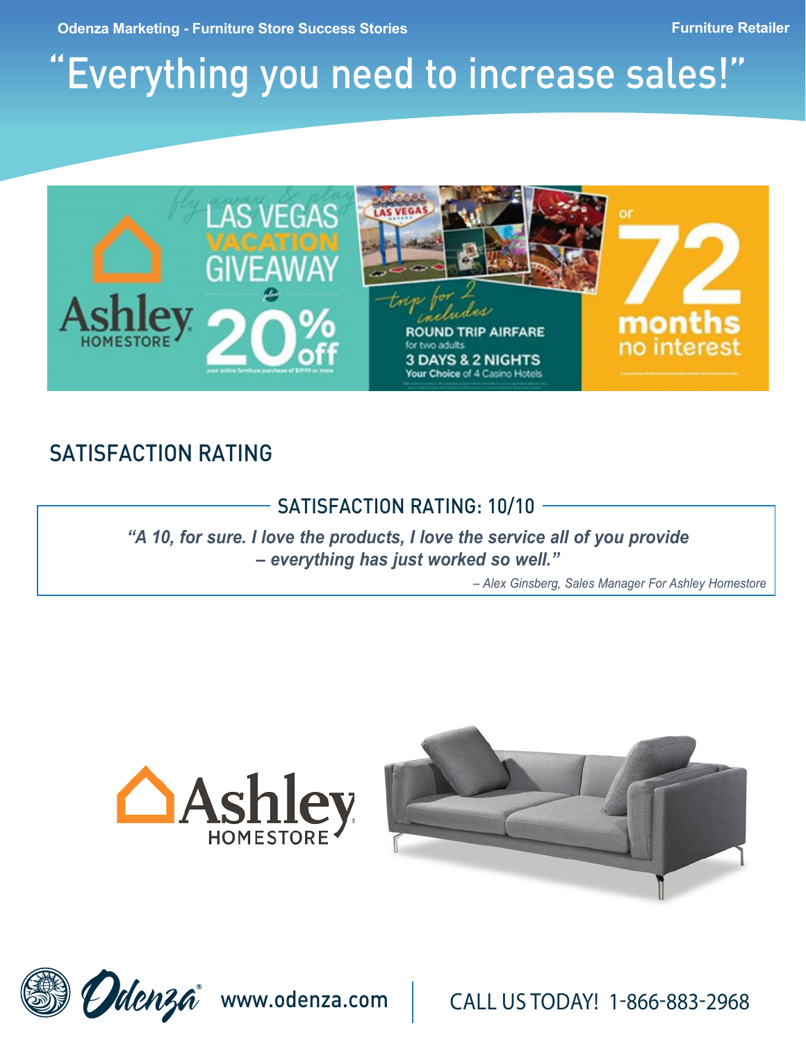Odenza Marketing - Furniture Store Success Stories

Furniture Retailer

# "Everything you need to increase sales!"

## SATISFACTION RATING

### SATISFACTION RATING: 10/10

*"A 10, for sure. I love the products, I love the service all of you provide – everything has just worked so well."*

*– Alex Ginsberg, Sales Manager For Ashley Homestore*

www.odenza.com

CALL US TODAY! 1-866-883-2968